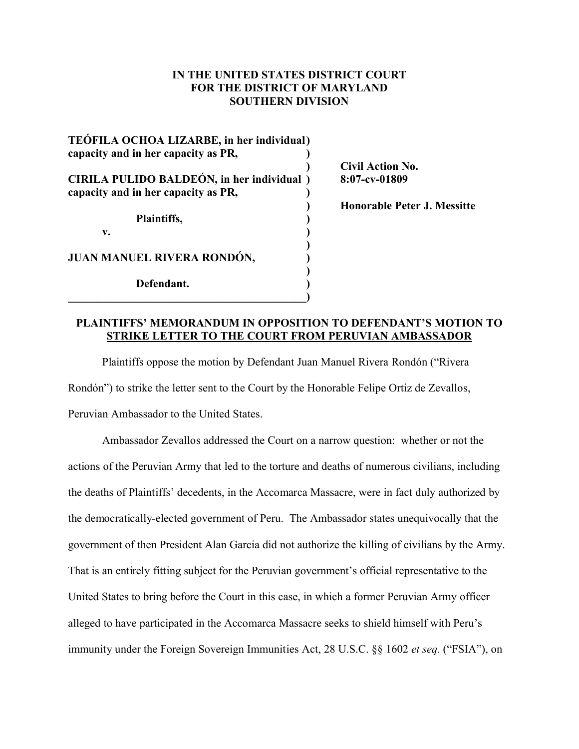**IN THE UNITED STATES DISTRICT COURT**
**FOR THE DISTRICT OF MARYLAND**
**SOUTHERN DIVISION**

| | |
|---|---|
| **TEÓFILA OCHOA LIZARBE, in her individual capacity and in her capacity as PR,** | |
| **CIRILA PULIDO BALDEÓN, in her individual capacity and in her capacity as PR,** | **Civil Action No. 8:07-cv-01809** |
| **Plaintiffs,** | **Honorable Peter J. Messitte** |
| **v.** | |
| **JUAN MANUEL RIVERA RONDÓN,** | |
| **Defendant.** | |

## PLAINTIFFS' MEMORANDUM IN OPPOSITION TO DEFENDANT'S MOTION TO STRIKE LETTER TO THE COURT FROM PERUVIAN AMBASSADOR

Plaintiffs oppose the motion by Defendant Juan Manuel Rivera Rondón ("Rivera Rondón") to strike the letter sent to the Court by the Honorable Felipe Ortiz de Zevallos, Peruvian Ambassador to the United States.

Ambassador Zevallos addressed the Court on a narrow question: whether or not the actions of the Peruvian Army that led to the torture and deaths of numerous civilians, including the deaths of Plaintiffs' decedents, in the Accomarca Massacre, were in fact duly authorized by the democratically-elected government of Peru. The Ambassador states unequivocally that the government of then President Alan Garcia did not authorize the killing of civilians by the Army. That is an entirely fitting subject for the Peruvian government's official representative to the United States to bring before the Court in this case, in which a former Peruvian Army officer alleged to have participated in the Accomarca Massacre seeks to shield himself with Peru's immunity under the Foreign Sovereign Immunities Act, 28 U.S.C. §§ 1602 *et seq.* ("FSIA"), on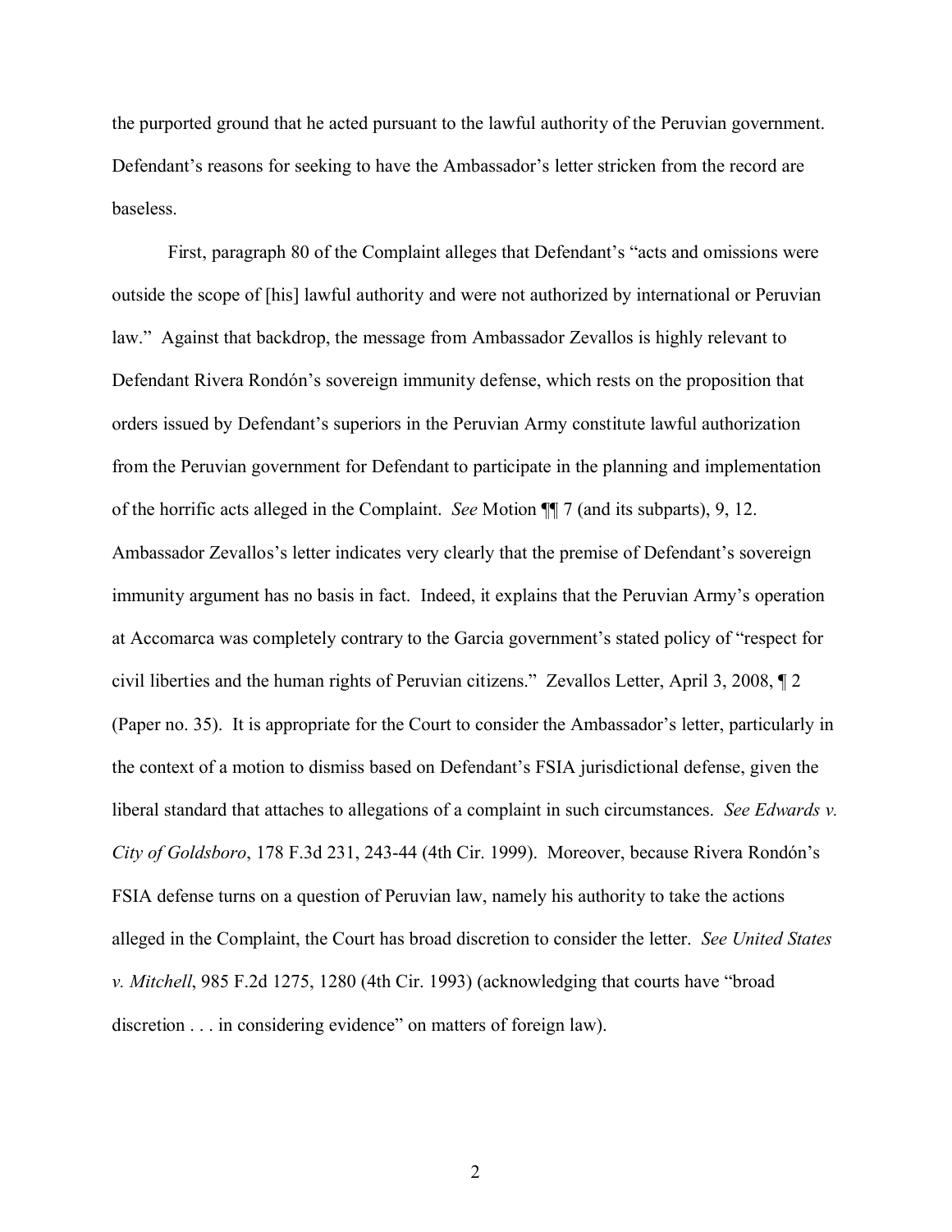the purported ground that he acted pursuant to the lawful authority of the Peruvian government. Defendant's reasons for seeking to have the Ambassador's letter stricken from the record are baseless.

First, paragraph 80 of the Complaint alleges that Defendant's "acts and omissions were outside the scope of [his] lawful authority and were not authorized by international or Peruvian law." Against that backdrop, the message from Ambassador Zevallos is highly relevant to Defendant Rivera Rondón's sovereign immunity defense, which rests on the proposition that orders issued by Defendant's superiors in the Peruvian Army constitute lawful authorization from the Peruvian government for Defendant to participate in the planning and implementation of the horrific acts alleged in the Complaint. *See* Motion ¶¶ 7 (and its subparts), 9, 12. Ambassador Zevallos's letter indicates very clearly that the premise of Defendant's sovereign immunity argument has no basis in fact. Indeed, it explains that the Peruvian Army's operation at Accomarca was completely contrary to the Garcia government's stated policy of "respect for civil liberties and the human rights of Peruvian citizens." Zevallos Letter, April 3, 2008, ¶ 2 (Paper no. 35). It is appropriate for the Court to consider the Ambassador's letter, particularly in the context of a motion to dismiss based on Defendant's FSIA jurisdictional defense, given the liberal standard that attaches to allegations of a complaint in such circumstances. *See Edwards v. City of Goldsboro*, 178 F.3d 231, 243-44 (4th Cir. 1999). Moreover, because Rivera Rondón's FSIA defense turns on a question of Peruvian law, namely his authority to take the actions alleged in the Complaint, the Court has broad discretion to consider the letter. *See United States v. Mitchell*, 985 F.2d 1275, 1280 (4th Cir. 1993) (acknowledging that courts have "broad discretion . . . in considering evidence" on matters of foreign law).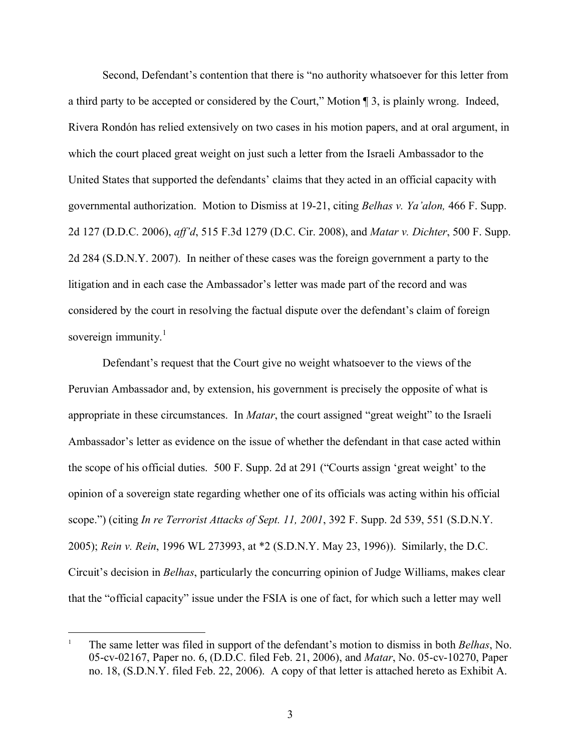Second, Defendant's contention that there is "no authority whatsoever for this letter from a third party to be accepted or considered by the Court," Motion ¶ 3, is plainly wrong. Indeed, Rivera Rondón has relied extensively on two cases in his motion papers, and at oral argument, in which the court placed great weight on just such a letter from the Israeli Ambassador to the United States that supported the defendants' claims that they acted in an official capacity with governmental authorization. Motion to Dismiss at 19-21, citing *Belhas v. Ya'alon,* 466 F. Supp. 2d 127 (D.D.C. 2006), *aff'd*, 515 F.3d 1279 (D.C. Cir. 2008), and *Matar v. Dichter*, 500 F. Supp. 2d 284 (S.D.N.Y. 2007). In neither of these cases was the foreign government a party to the litigation and in each case the Ambassador's letter was made part of the record and was considered by the court in resolving the factual dispute over the defendant's claim of foreign sovereign immunity.[1]

Defendant's request that the Court give no weight whatsoever to the views of the Peruvian Ambassador and, by extension, his government is precisely the opposite of what is appropriate in these circumstances. In *Matar*, the court assigned "great weight" to the Israeli Ambassador's letter as evidence on the issue of whether the defendant in that case acted within the scope of his official duties. 500 F. Supp. 2d at 291 ("Courts assign 'great weight' to the opinion of a sovereign state regarding whether one of its officials was acting within his official scope.") (citing *In re Terrorist Attacks of Sept. 11, 2001*, 392 F. Supp. 2d 539, 551 (S.D.N.Y. 2005); *Rein v. Rein*, 1996 WL 273993, at *2 (S.D.N.Y. May 23, 1996)). Similarly, the D.C. Circuit's decision in *Belhas*, particularly the concurring opinion of Judge Williams, makes clear that the "official capacity" issue under the FSIA is one of fact, for which such a letter may well

---

[1] The same letter was filed in support of the defendant's motion to dismiss in both *Belhas*, No. 05-cv-02167, Paper no. 6, (D.D.C. filed Feb. 21, 2006), and *Matar*, No. 05-cv-10270, Paper no. 18, (S.D.N.Y. filed Feb. 22, 2006). A copy of that letter is attached hereto as Exhibit A.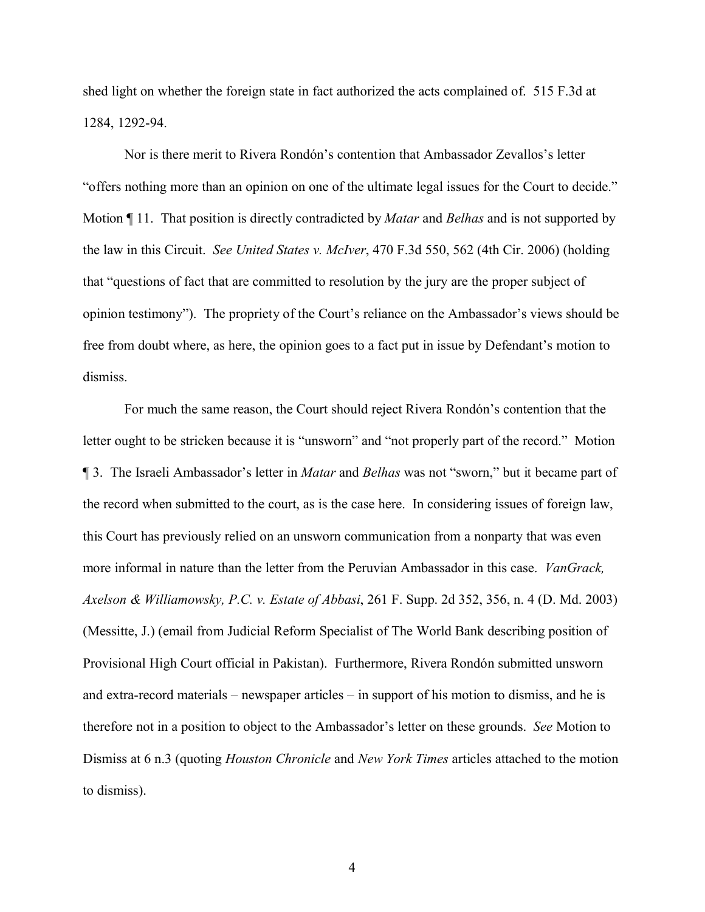shed light on whether the foreign state in fact authorized the acts complained of. 515 F.3d at 1284, 1292-94.

Nor is there merit to Rivera Rondón's contention that Ambassador Zevallos's letter "offers nothing more than an opinion on one of the ultimate legal issues for the Court to decide." Motion ¶ 11. That position is directly contradicted by *Matar* and *Belhas* and is not supported by the law in this Circuit. *See United States v. McIver*, 470 F.3d 550, 562 (4th Cir. 2006) (holding that "questions of fact that are committed to resolution by the jury are the proper subject of opinion testimony"). The propriety of the Court's reliance on the Ambassador's views should be free from doubt where, as here, the opinion goes to a fact put in issue by Defendant's motion to dismiss.

For much the same reason, the Court should reject Rivera Rondón's contention that the letter ought to be stricken because it is "unsworn" and "not properly part of the record." Motion ¶ 3. The Israeli Ambassador's letter in *Matar* and *Belhas* was not "sworn," but it became part of the record when submitted to the court, as is the case here. In considering issues of foreign law, this Court has previously relied on an unsworn communication from a nonparty that was even more informal in nature than the letter from the Peruvian Ambassador in this case. *VanGrack, Axelson & Williamowsky, P.C. v. Estate of Abbasi*, 261 F. Supp. 2d 352, 356, n. 4 (D. Md. 2003) (Messitte, J.) (email from Judicial Reform Specialist of The World Bank describing position of Provisional High Court official in Pakistan). Furthermore, Rivera Rondón submitted unsworn and extra-record materials – newspaper articles – in support of his motion to dismiss, and he is therefore not in a position to object to the Ambassador's letter on these grounds. *See* Motion to Dismiss at 6 n.3 (quoting *Houston Chronicle* and *New York Times* articles attached to the motion to dismiss).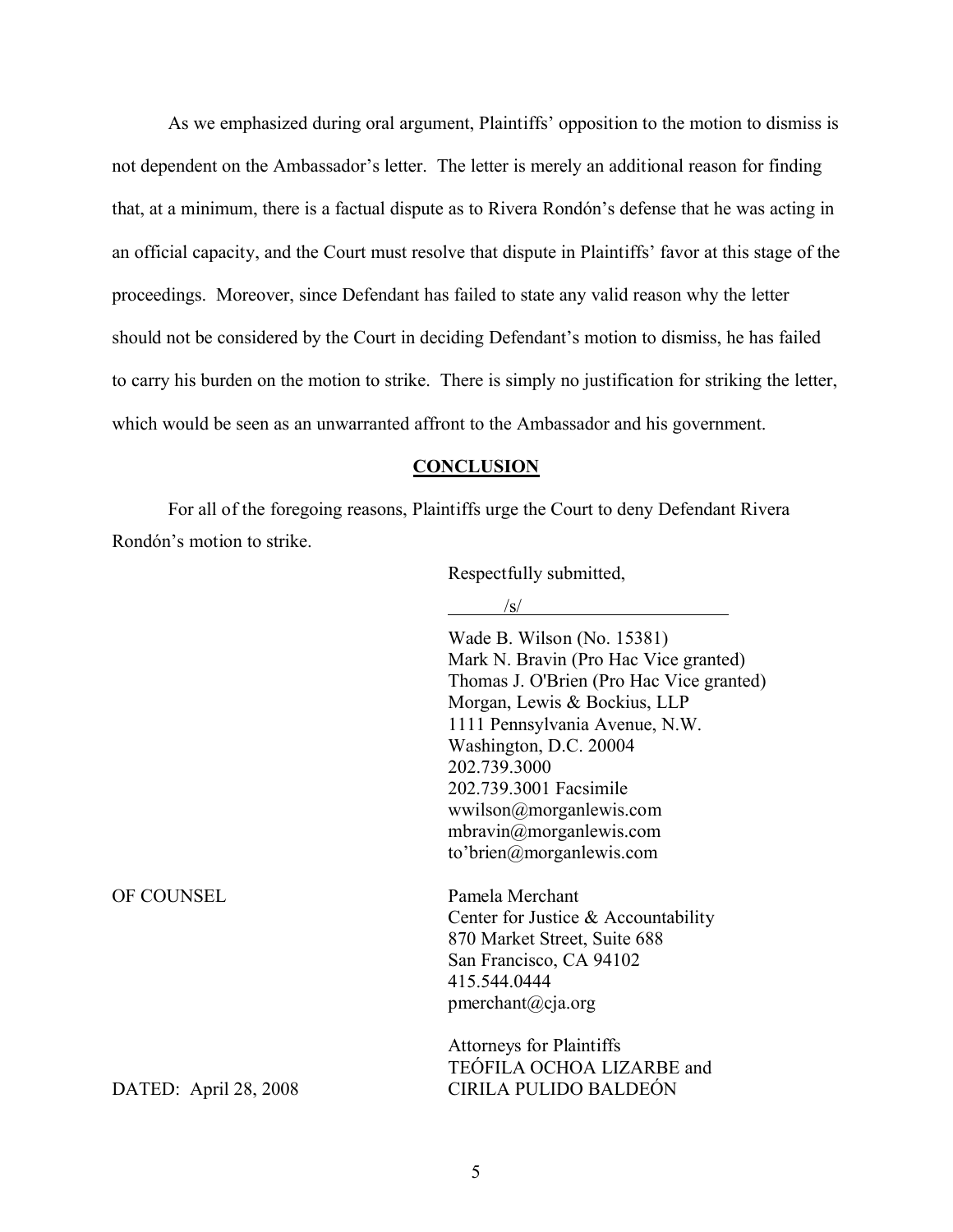As we emphasized during oral argument, Plaintiffs' opposition to the motion to dismiss is not dependent on the Ambassador's letter. The letter is merely an additional reason for finding that, at a minimum, there is a factual dispute as to Rivera Rondón's defense that he was acting in an official capacity, and the Court must resolve that dispute in Plaintiffs' favor at this stage of the proceedings. Moreover, since Defendant has failed to state any valid reason why the letter should not be considered by the Court in deciding Defendant's motion to dismiss, he has failed to carry his burden on the motion to strike. There is simply no justification for striking the letter, which would be seen as an unwarranted affront to the Ambassador and his government.

## CONCLUSION

For all of the foregoing reasons, Plaintiffs urge the Court to deny Defendant Rivera Rondón's motion to strike.

Respectfully submitted,

/s/

Wade B. Wilson (No. 15381)
Mark N. Bravin (Pro Hac Vice granted)
Thomas J. O'Brien (Pro Hac Vice granted)
Morgan, Lewis & Bockius, LLP
1111 Pennsylvania Avenue, N.W.
Washington, D.C. 20004
202.739.3000
202.739.3001 Facsimile
wwilson@morganlewis.com
mbravin@morganlewis.com
to'brien@morganlewis.com

OF COUNSEL

Pamela Merchant
Center for Justice & Accountability
870 Market Street, Suite 688
San Francisco, CA 94102
415.544.0444
pmerchant@cja.org

Attorneys for Plaintiffs
TEÓFILA OCHOA LIZARBE and
CIRILA PULIDO BALDEÓN

DATED: April 28, 2008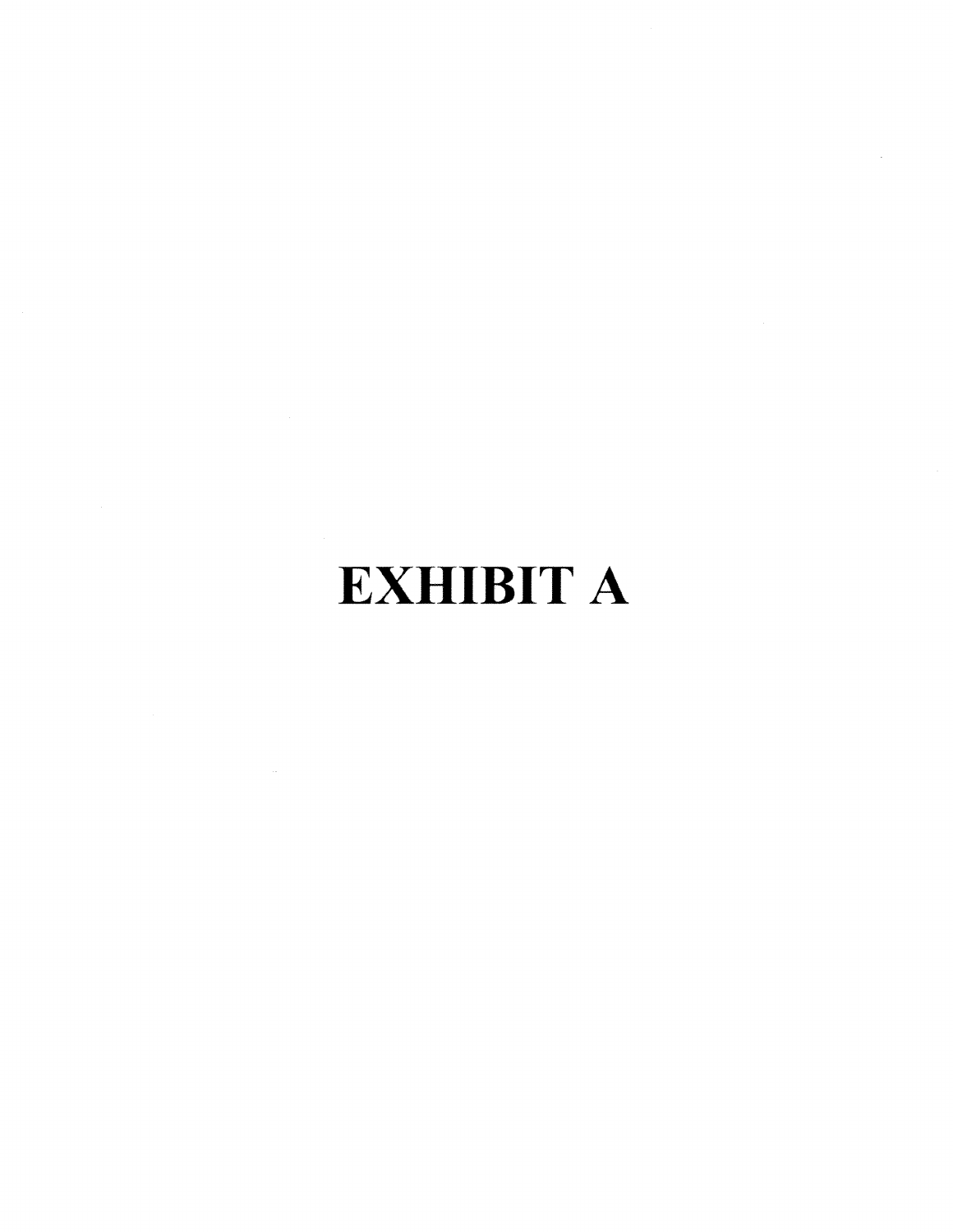# EXHIBIT A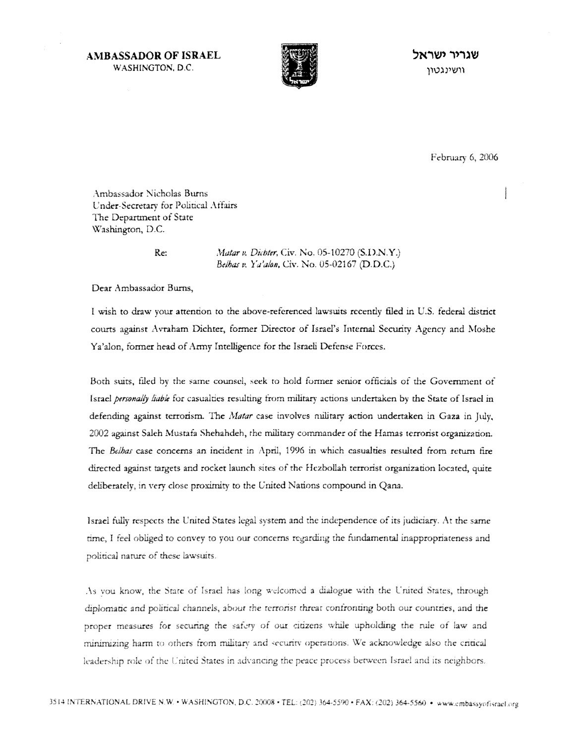**AMBASSADOR OF ISRAEL**
WASHINGTON, D.C.

**שגריר ישראל**
וושינגטון

February 6, 2006

Ambassador Nicholas Burns
Under-Secretary for Political Affairs
The Department of State
Washington, D.C.

Re: *Matar v. Dichter*, Civ. No. 05-10270 (S.D.N.Y.)
*Belhas v. Ya'alon*, Civ. No. 05-02167 (D.D.C.)

Dear Ambassador Burns,

I wish to draw your attention to the above-referenced lawsuits recently filed in U.S. federal district courts against Avraham Dichter, former Director of Israel's Internal Security Agency and Moshe Ya'alon, former head of Army Intelligence for the Israeli Defense Forces.

Both suits, filed by the same counsel, seek to hold former senior officials of the Government of Israel *personally liable* for casualties resulting from military actions undertaken by the State of Israel in defending against terrorism. The *Matar* case involves military action undertaken in Gaza in July, 2002 against Saleh Mustafa Shehahdeh, the military commander of the Hamas terrorist organization. The *Belhas* case concerns an incident in April, 1996 in which casualties resulted from return fire directed against targets and rocket launch sites of the Hezbollah terrorist organization located, quite deliberately, in very close proximity to the United Nations compound in Qana.

Israel fully respects the United States legal system and the independence of its judiciary. At the same time, I feel obliged to convey to you our concerns regarding the fundamental inappropriateness and political nature of these lawsuits.

As you know, the State of Israel has long welcomed a dialogue with the United States, through diplomatic and political channels, about the terrorist threat confronting both our countries, and the proper measures for securing the safety of our citizens while upholding the rule of law and minimizing harm to others from military and security operations. We acknowledge also the critical leadership role of the United States in advancing the peace process between Israel and its neighbors.

3514 INTERNATIONAL DRIVE N.W. • WASHINGTON, D.C. 20008 • TEL: (202) 364-5590 • FAX: (202) 364-5560 • www.embassyofisrael.org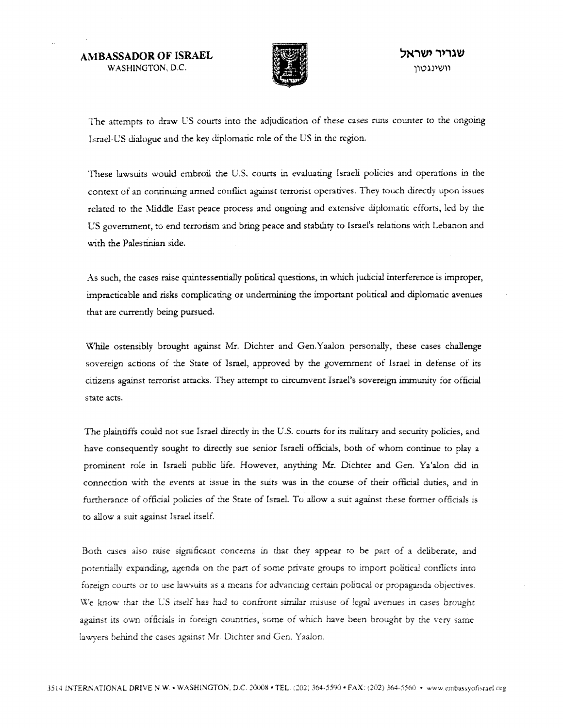**AMBASSADOR OF ISRAEL**
WASHINGTON, D.C.

**שגריר ישראל**
וושינגטון

The attempts to draw US courts into the adjudication of these cases runs counter to the ongoing Israel-US dialogue and the key diplomatic role of the US in the region.

These lawsuits would embroil the U.S. courts in evaluating Israeli policies and operations in the context of an continuing armed conflict against terrorist operatives. They touch directly upon issues related to the Middle East peace process and ongoing and extensive diplomatic efforts, led by the US government, to end terrorism and bring peace and stability to Israel's relations with Lebanon and with the Palestinian side.

As such, the cases raise quintessentially political questions, in which judicial interference is improper, impracticable and risks complicating or undermining the important political and diplomatic avenues that are currently being pursued.

While ostensibly brought against Mr. Dichter and Gen.Yaalon personally, these cases challenge sovereign actions of the State of Israel, approved by the government of Israel in defense of its citizens against terrorist attacks. They attempt to circumvent Israel's sovereign immunity for official state acts.

The plaintiffs could not sue Israel directly in the U.S. courts for its military and security policies, and have consequently sought to directly sue senior Israeli officials, both of whom continue to play a prominent role in Israeli public life. However, anything Mr. Dichter and Gen. Ya'alon did in connection with the events at issue in the suits was in the course of their official duties, and in furtherance of official policies of the State of Israel. To allow a suit against these former officials is to allow a suit against Israel itself.

Both cases also raise significant concerns in that they appear to be part of a deliberate, and potentially expanding, agenda on the part of some private groups to import political conflicts into foreign courts or to use lawsuits as a means for advancing certain political or propaganda objectives. We know that the US itself has had to confront similar misuse of legal avenues in cases brought against its own officials in foreign countries, some of which have been brought by the very same lawyers behind the cases against Mr. Dichter and Gen. Yaalon.

3514 INTERNATIONAL DRIVE N.W. • WASHINGTON, D.C. 20008 • TEL: (202) 364-5590 • FAX: (202) 364-5560 • www.embassyofisrael.org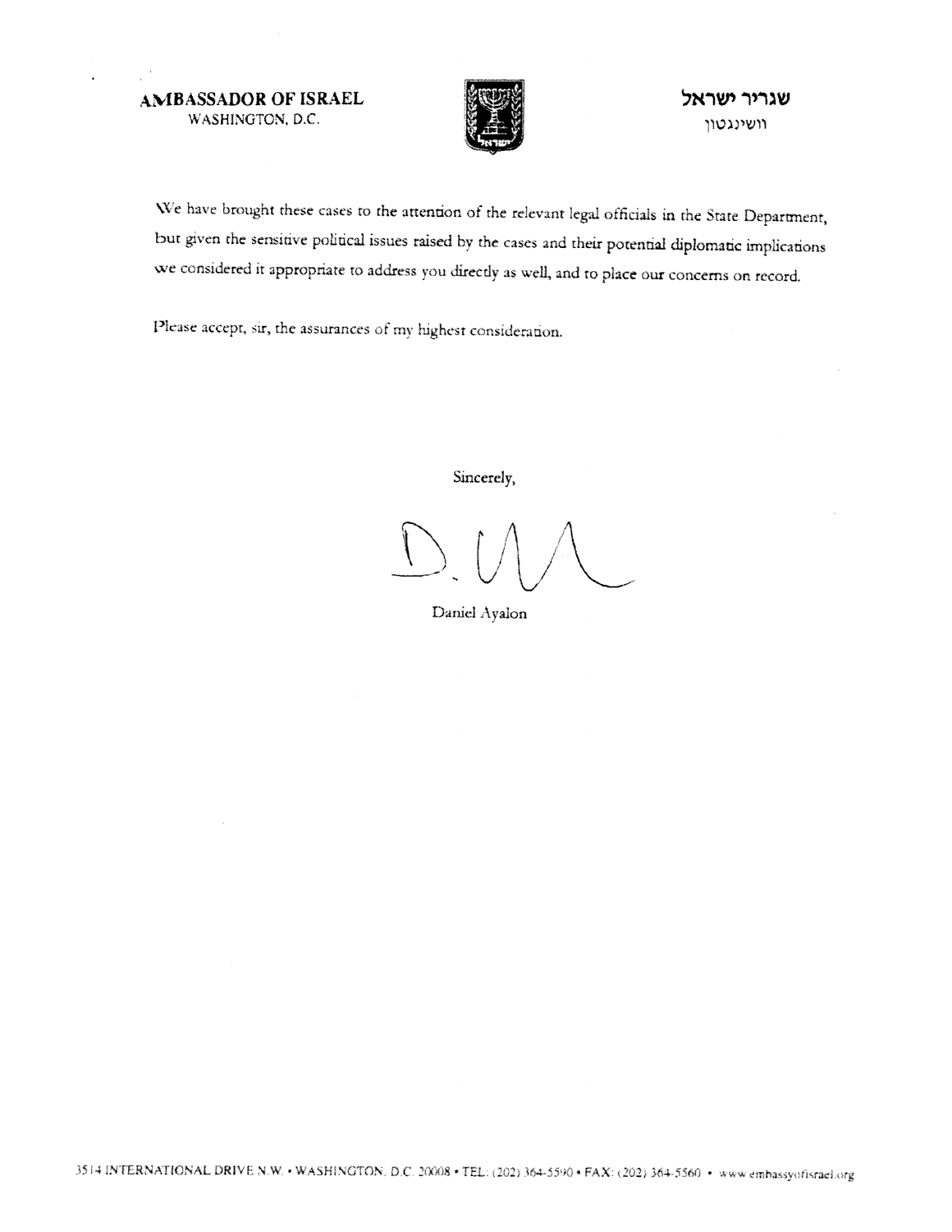**AMBASSADOR OF ISRAEL**
WASHINGTON, D.C.

**שגריר ישראל**
וושינגטון

We have brought these cases to the attention of the relevant legal officials in the State Department, but given the sensitive political issues raised by the cases and their potential diplomatic implications we considered it appropriate to address you directly as well, and to place our concerns on record.

Please accept, sir, the assurances of my highest consideration.

Sincerely,

Daniel Ayalon

3514 INTERNATIONAL DRIVE N.W. • WASHINGTON, D.C. 20008 • TEL: (202) 364-5590 • FAX: (202) 364-5560 • www.embassyofisrael.org